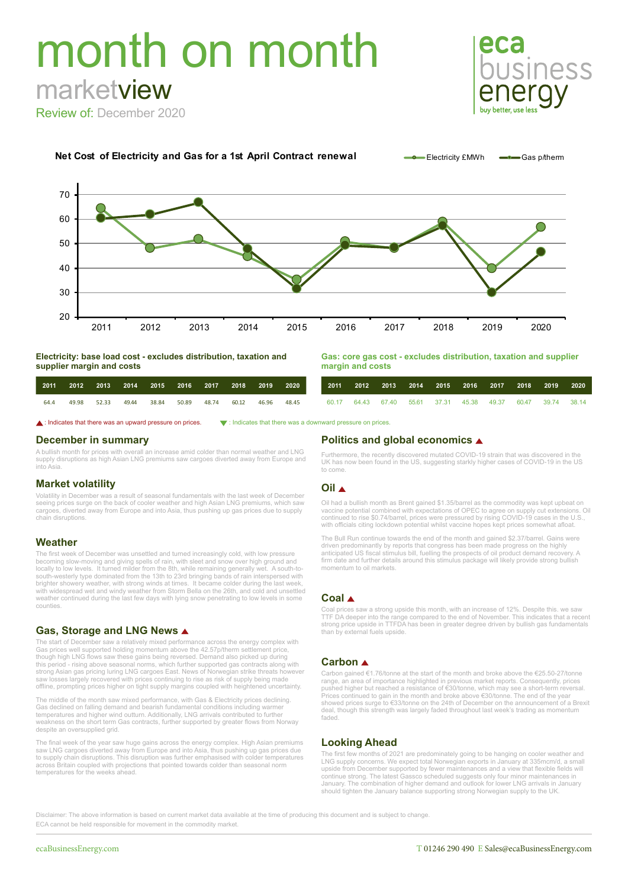# month on month

## marketview

Review of: December 2020

eca business energy — buy better, use less

**Net Cost of Electricity and Gas for a 1st April Contract renewal**

Electricity £MWh — Gas p/therm

**Electricity: base load cost - excludes distribution, taxation and supplier margin and costs**

| 2011 | 2012 | 2013 | 2014 | 2015 | 2016 | 2017 | 2018 | 2019 | 2020 |
|---|---|---|---|---|---|---|---|---|---|
| 64.4 | 49.98 | 52.33 | 49.44 | 38.84 | 50.89 | 48.74 | 60.12 | 46.96 | 48.45 |

**Gas: core gas cost - excludes distribution, taxation and supplier margin and costs**

| 2011 | 2012 | 2013 | 2014 | 2015 | 2016 | 2017 | 2018 | 2019 | 2020 |
|---|---|---|---|---|---|---|---|---|---|
| 60.17 | 64.43 | 67.40 | 55.61 | 37.31 | 45.38 | 49.37 | 60.47 | 39.74 | 38.14 |

▲ : Indicates that there was an upward pressure on prices. ▼ : Indicates that there was a downward pressure on prices.

## December in summary

A bullish month for prices with overall an increase amid colder than normal weather and LNG supply disruptions as high Asian LNG premiums saw cargoes diverted away from Europe and into Asia.

## Market volatility

Volatility in December was a result of seasonal fundamentals with the last week of December seeing prices surge on the back of cooler weather and high Asian LNG premiums, which saw cargoes, diverted away from Europe and into Asia, thus pushing up gas prices due to supply chain disruptions.

## Weather

The first week of December was unsettled and turned increasingly cold, with low pressure becoming slow-moving and giving spells of rain, with sleet and snow over high ground and locally to low levels. It turned milder from the 8th, while remaining generally wet. A south-to-south-westerly type dominated from the 13th to 23rd bringing bands of rain interspersed with brighter showery weather, with strong winds at times. It became colder during the last week, with widespread wet and windy weather from Storm Bella on the 26th, and cold and unsettled weather continued during the last few days with lying snow penetrating to low levels in some counties.

## Gas, Storage and LNG News ▲

The start of December saw a relatively mixed performance across the energy complex with Gas prices well supported holding momentum above the 42.57p/therm settlement price, though high LNG flows saw these gains being reversed. Demand also picked up during this period - rising above seasonal norms, which further supported gas contracts along with strong Asian gas pricing luring LNG cargoes East. News of Norwegian strike threats however saw losses largely recovered with prices continuing to rise as risk of supply being made offline, prompting prices higher on tight supply margins coupled with heightened uncertainty.

The middle of the month saw mixed performance, with Gas & Electricity prices declining. Gas declined on falling demand and bearish fundamental conditions including warmer temperatures and higher wind outturn. Additionally, LNG arrivals contributed to further weakness on the short term Gas contracts, further supported by greater flows from Norway despite an oversupplied grid.

The final week of the year saw huge gains across the energy complex. High Asian premiums saw LNG cargoes diverted away from Europe and into Asia, thus pushing up gas prices due to supply chain disruptions. This disruption was further emphasised with colder temperatures across Britain coupled with projections that pointed towards colder than seasonal norm temperatures for the weeks ahead.

## Politics and global economics ▲

Furthermore, the recently discovered mutated COVID-19 strain that was discovered in the UK has now been found in the US, suggesting starkly higher cases of COVID-19 in the US to come.

## Oil ▲

Oil had a bullish month as Brent gained $1.35/barrel as the commodity was kept upbeat on vaccine potential combined with expectations of OPEC to agree on supply cut extensions. Oil continued to rise $0.74/barrel, prices were pressured by rising COVID-19 cases in the U.S., with officials citing lockdown potential whilst vaccine hopes kept prices somewhat afloat.

The Bull Run continue towards the end of the month and gained $2.37/barrel. Gains were driven predominantly by reports that congress has been made progress on the highly anticipated US fiscal stimulus bill, fuelling the prospects of oil product demand recovery. A firm date and further details around this stimulus package will likely provide strong bullish momentum to oil markets.

## Coal ▲

Coal prices saw a strong upside this month, with an increase of 12%. Despite this. we saw TTF DA deeper into the range compared to the end of November. This indicates that a recent strong price upside in TTFDA has been in greater degree driven by bullish gas fundamentals than by external fuels upside.

## Carbon ▲

Carbon gained €1.76/tonne at the start of the month and broke above the €25.50-27/tonne range, an area of importance highlighted in previous market reports. Consequently, prices pushed higher but reached a resistance of €30/tonne, which may see a short-term reversal. Prices continued to gain in the month and broke above €30/tonne. The end of the year showed prices surge to €33/tonne on the 24th of December on the announcement of a Brexit deal, though this strength was largely faded throughout last week's trading as momentum faded.

## Looking Ahead

The first few months of 2021 are predominately going to be hanging on cooler weather and LNG supply concerns. We expect total Norwegian exports in January at 335mcm/d, a small upside from December supported by fewer maintenances and a view that flexible fields will continue strong. The latest Gassco scheduled suggests only four minor maintenances in January. The combination of higher demand and outlook for lower LNG arrivals in January should tighten the January balance supporting strong Norwegian supply to the UK.

Disclaimer: The above information is based on current market data available at the time of producing this document and is subject to change. ECA cannot be held responsible for movement in the commodity market.

ecaBusinessEnergy.com — T 01246 290 490 E Sales@ecaBusinessEnergy.com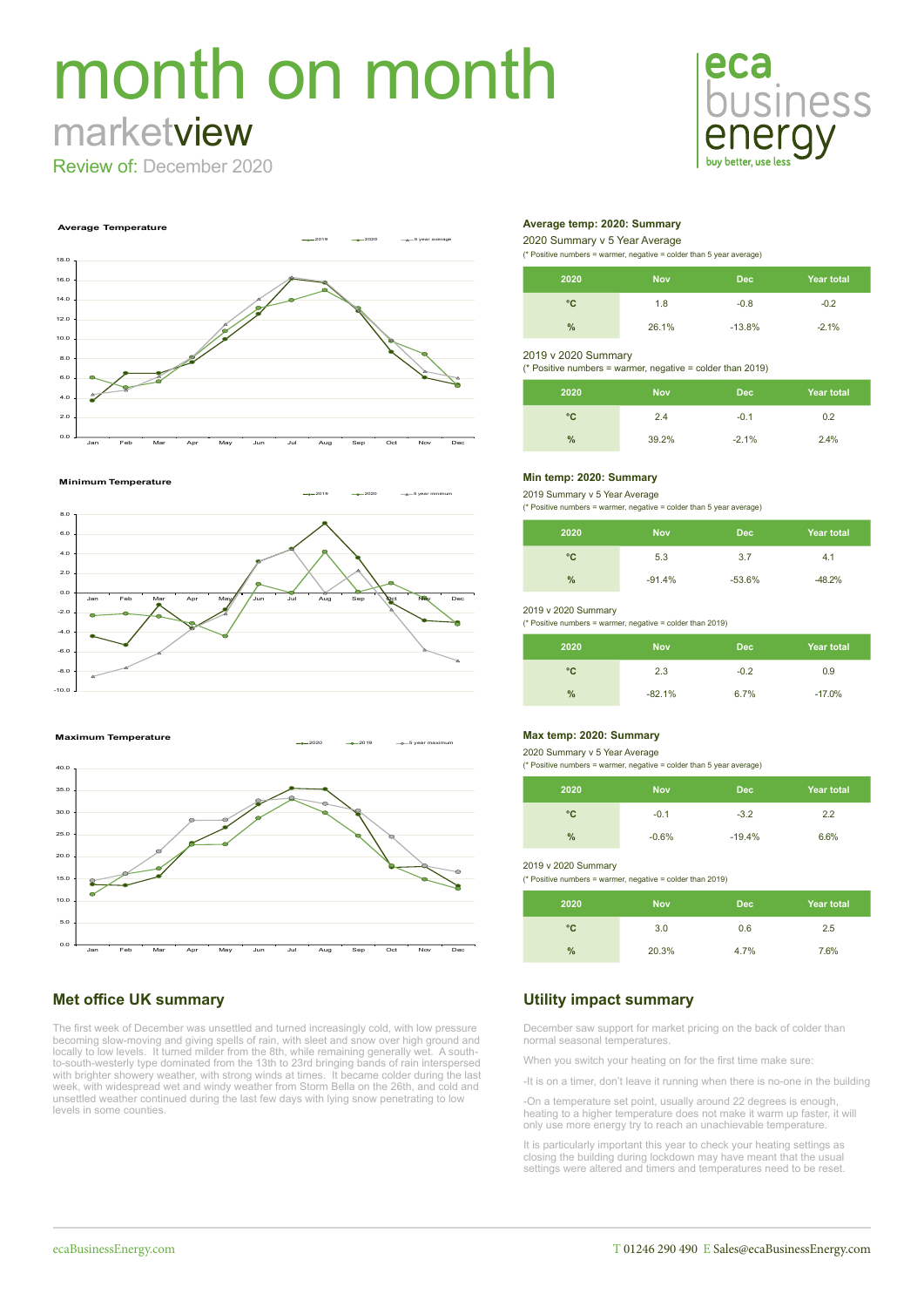# month on month

marketview

Review of: December 2020

eca business energy
buy better, use less

**Average Temperature**

2019 2020 5 year average

18.0
16.0
14.0
12.0
10.0
8.0
6.0
4.0
2.0
0.0

Jan Feb Mar Apr May Jun Jul Aug Sep Oct Nov Dec

**Minimum Temperature**

2019 2020 5 year minimum

8.0
6.0
4.0
2.0
0.0
-2.0
-4.0
-6.0
-8.0
-10.0

Jan Feb Mar Apr May Jun Jul Aug Sep Oct Nov Dec

**Maximum Temperature**

2020 2019 5 year maximum

40.0
35.0
30.0
25.0
20.0
15.0
10.0
5.0
0.0

Jan Feb Mar Apr May Jun Jul Aug Sep Oct Nov Dec

**Average temp: 2020: Summary**

2020 Summary v 5 Year Average
(* Positive numbers = warmer, negative = colder than 5 year average)

| 2020 | Nov | Dec | Year total |
|---|---|---|---|
| °C | 1.8 | -0.8 | -0.2 |
| % | 26.1% | -13.8% | -2.1% |

2019 v 2020 Summary
(* Positive numbers = warmer, negative = colder than 2019)

| 2020 | Nov | Dec | Year total |
|---|---|---|---|
| °C | 2.4 | -0.1 | 0.2 |
| % | 39.2% | -2.1% | 2.4% |

**Min temp: 2020: Summary**

2019 Summary v 5 Year Average
(* Positive numbers = warmer, negative = colder than 5 year average)

| 2020 | Nov | Dec | Year total |
|---|---|---|---|
| °C | 5.3 | 3.7 | 4.1 |
| % | -91.4% | -53.6% | -48.2% |

2019 v 2020 Summary
(* Positive numbers = warmer, negative = colder than 2019)

| 2020 | Nov | Dec | Year total |
|---|---|---|---|
| °C | 2.3 | -0.2 | 0.9 |
| % | -82.1% | 6.7% | -17.0% |

**Max temp: 2020: Summary**

2020 Summary v 5 Year Average
(* Positive numbers = warmer, negative = colder than 5 year average)

| 2020 | Nov | Dec | Year total |
|---|---|---|---|
| °C | -0.1 | -3.2 | 2.2 |
| % | -0.6% | -19.4% | 6.6% |

2019 v 2020 Summary
(* Positive numbers = warmer, negative = colder than 2019)

| 2020 | Nov | Dec | Year total |
|---|---|---|---|
| °C | 3.0 | 0.6 | 2.5 |
| % | 20.3% | 4.7% | 7.6% |

## Met office UK summary

The first week of December was unsettled and turned increasingly cold, with low pressure becoming slow-moving and giving spells of rain, with sleet and snow over high ground and locally to low levels. It turned milder from the 8th, while remaining generally wet. A south-to-south-westerly type dominated from the 13th to 23rd bringing bands of rain interspersed with brighter showery weather, with strong winds at times. It became colder during the last week, with widespread wet and windy weather from Storm Bella on the 26th, and cold and unsettled weather continued during the last few days with lying snow penetrating to low levels in some counties.

## Utility impact summary

December saw support for market pricing on the back of colder than normal seasonal temperatures.

When you switch your heating on for the first time make sure:

-It is on a timer, don't leave it running when there is no-one in the building

-On a temperature set point, usually around 22 degrees is enough, heating to a higher temperature does not make it warm up faster, it will only use more energy try to reach an unachievable temperature.

It is particularly important this year to check your heating settings as closing the building during lockdown may have meant that the usual settings were altered and timers and temperatures need to be reset.

ecaBusinessEnergy.com

T 01246 290 490 E Sales@ecaBusinessEnergy.com